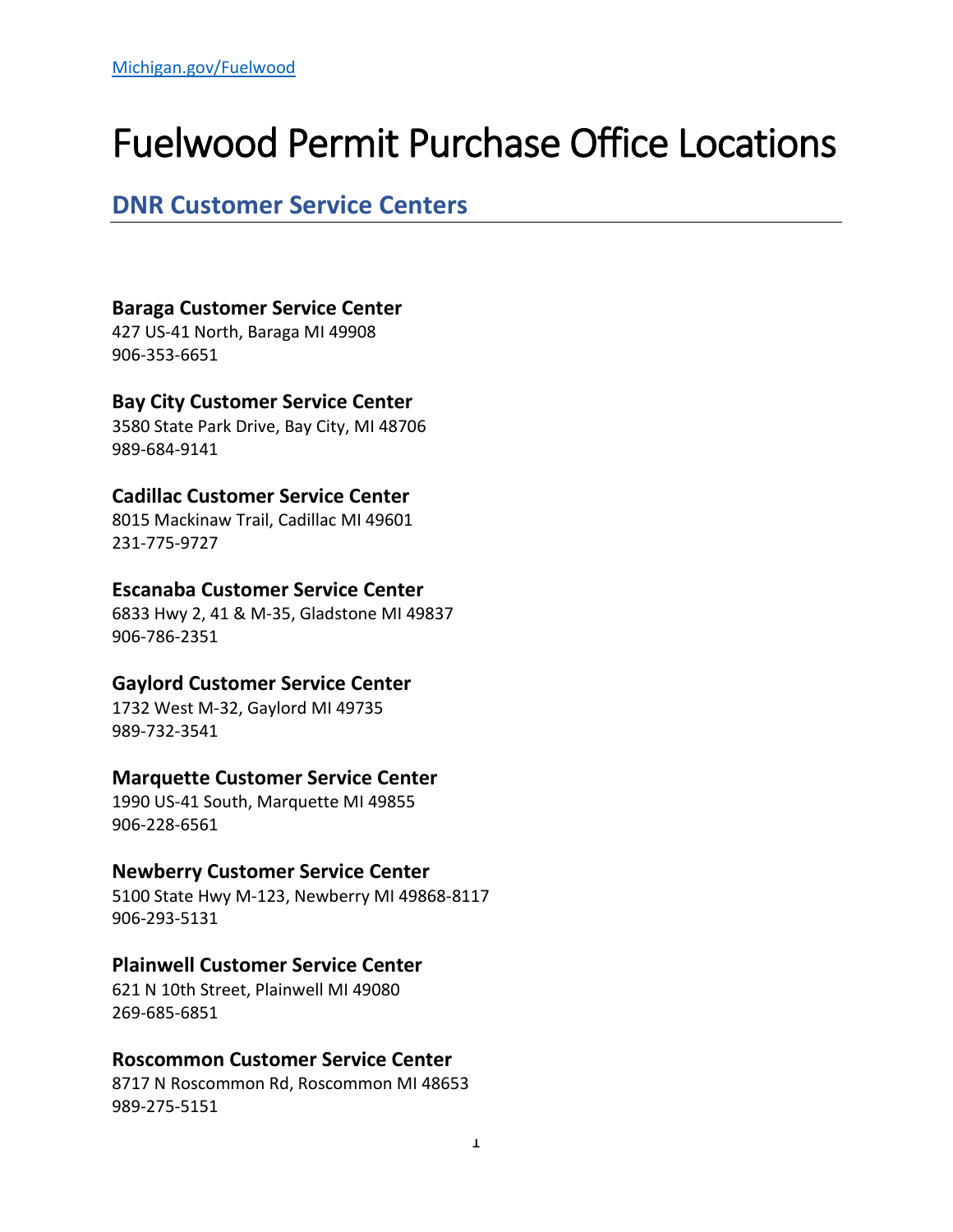[Michigan.gov/Fuelwood](Michigan.gov/Fuelwood)

# Fuelwood Permit Purchase Office Locations

## DNR Customer Service Centers

**Baraga Customer Service Center**
427 US-41 North, Baraga MI 49908
906-353-6651

**Bay City Customer Service Center**
3580 State Park Drive, Bay City, MI 48706
989-684-9141

**Cadillac Customer Service Center**
8015 Mackinaw Trail, Cadillac MI 49601
231-775-9727

**Escanaba Customer Service Center**
6833 Hwy 2, 41 & M-35, Gladstone MI 49837
906-786-2351

**Gaylord Customer Service Center**
1732 West M-32, Gaylord MI 49735
989-732-3541

**Marquette Customer Service Center**
1990 US-41 South, Marquette MI 49855
906-228-6561

**Newberry Customer Service Center**
5100 State Hwy M-123, Newberry MI 49868-8117
906-293-5131

**Plainwell Customer Service Center**
621 N 10th Street, Plainwell MI 49080
269-685-6851

**Roscommon Customer Service Center**
8717 N Roscommon Rd, Roscommon MI 48653
989-275-5151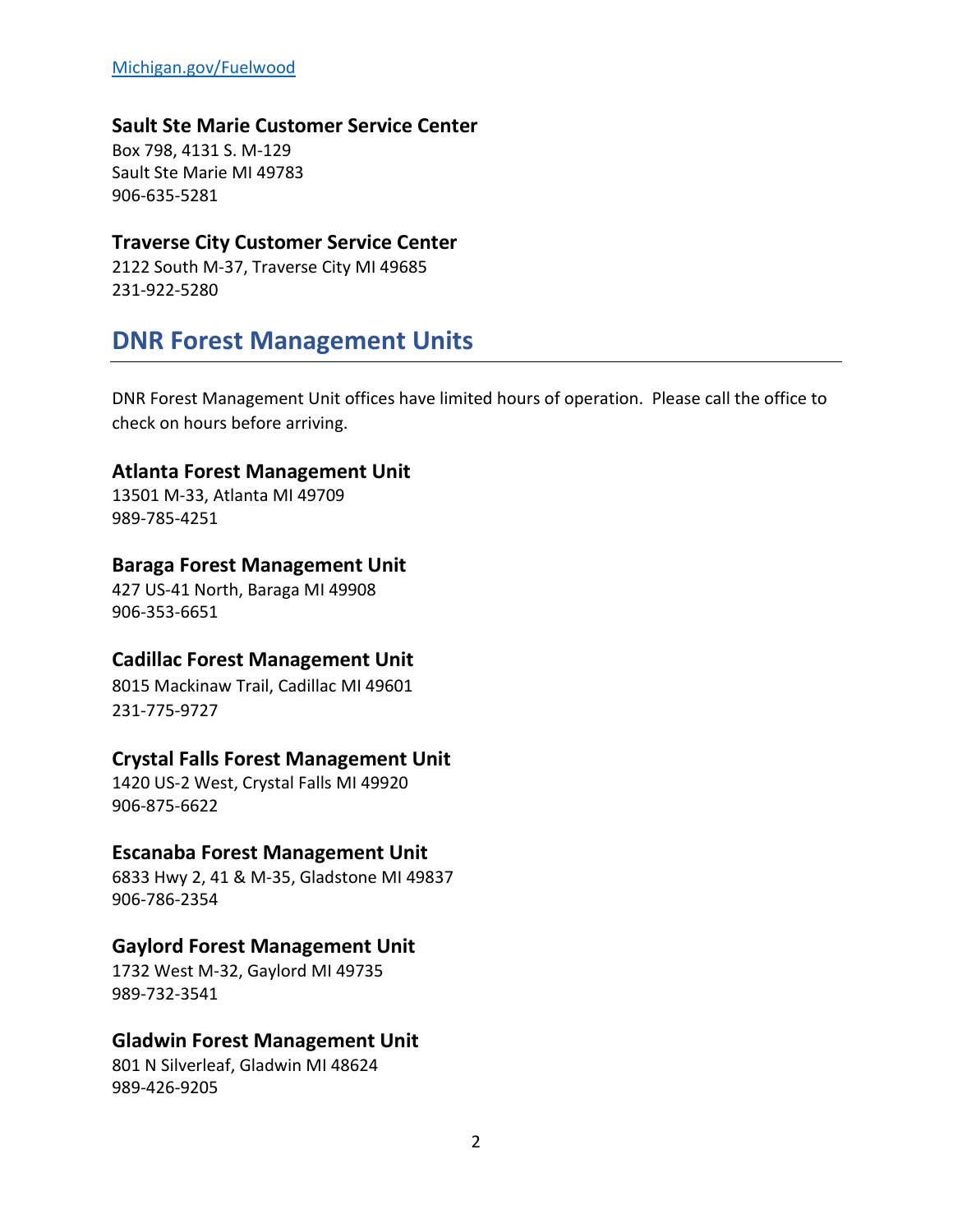[Michigan.gov/Fuelwood](Michigan.gov/Fuelwood)

### Sault Ste Marie Customer Service Center

Box 798, 4131 S. M-129
Sault Ste Marie MI 49783
906-635-5281

### Traverse City Customer Service Center

2122 South M-37, Traverse City MI 49685
231-922-5280

## DNR Forest Management Units

DNR Forest Management Unit offices have limited hours of operation. Please call the office to check on hours before arriving.

### Atlanta Forest Management Unit

13501 M-33, Atlanta MI 49709
989-785-4251

### Baraga Forest Management Unit

427 US-41 North, Baraga MI 49908
906-353-6651

### Cadillac Forest Management Unit

8015 Mackinaw Trail, Cadillac MI 49601
231-775-9727

### Crystal Falls Forest Management Unit

1420 US-2 West, Crystal Falls MI 49920
906-875-6622

### Escanaba Forest Management Unit

6833 Hwy 2, 41 & M-35, Gladstone MI 49837
906-786-2354

### Gaylord Forest Management Unit

1732 West M-32, Gaylord MI 49735
989-732-3541

### Gladwin Forest Management Unit

801 N Silverleaf, Gladwin MI 48624
989-426-9205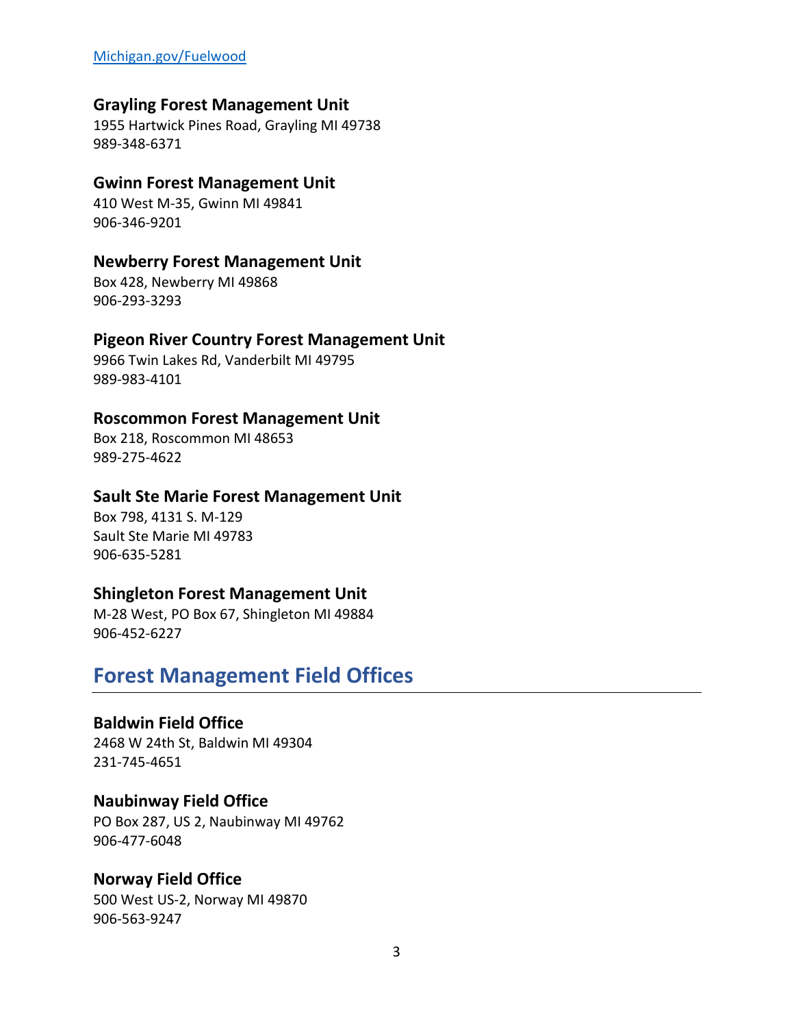[Michigan.gov/Fuelwood](Michigan.gov/Fuelwood)

**Grayling Forest Management Unit**
1955 Hartwick Pines Road, Grayling MI 49738
989-348-6371

**Gwinn Forest Management Unit**
410 West M-35, Gwinn MI 49841
906-346-9201

**Newberry Forest Management Unit**
Box 428, Newberry MI 49868
906-293-3293

**Pigeon River Country Forest Management Unit**
9966 Twin Lakes Rd, Vanderbilt MI 49795
989-983-4101

**Roscommon Forest Management Unit**
Box 218, Roscommon MI 48653
989-275-4622

**Sault Ste Marie Forest Management Unit**
Box 798, 4131 S. M-129
Sault Ste Marie MI 49783
906-635-5281

**Shingleton Forest Management Unit**
M-28 West, PO Box 67, Shingleton MI 49884
906-452-6227

## Forest Management Field Offices

**Baldwin Field Office**
2468 W 24th St, Baldwin MI 49304
231-745-4651

**Naubinway Field Office**
PO Box 287, US 2, Naubinway MI 49762
906-477-6048

**Norway Field Office**
500 West US-2, Norway MI 49870
906-563-9247